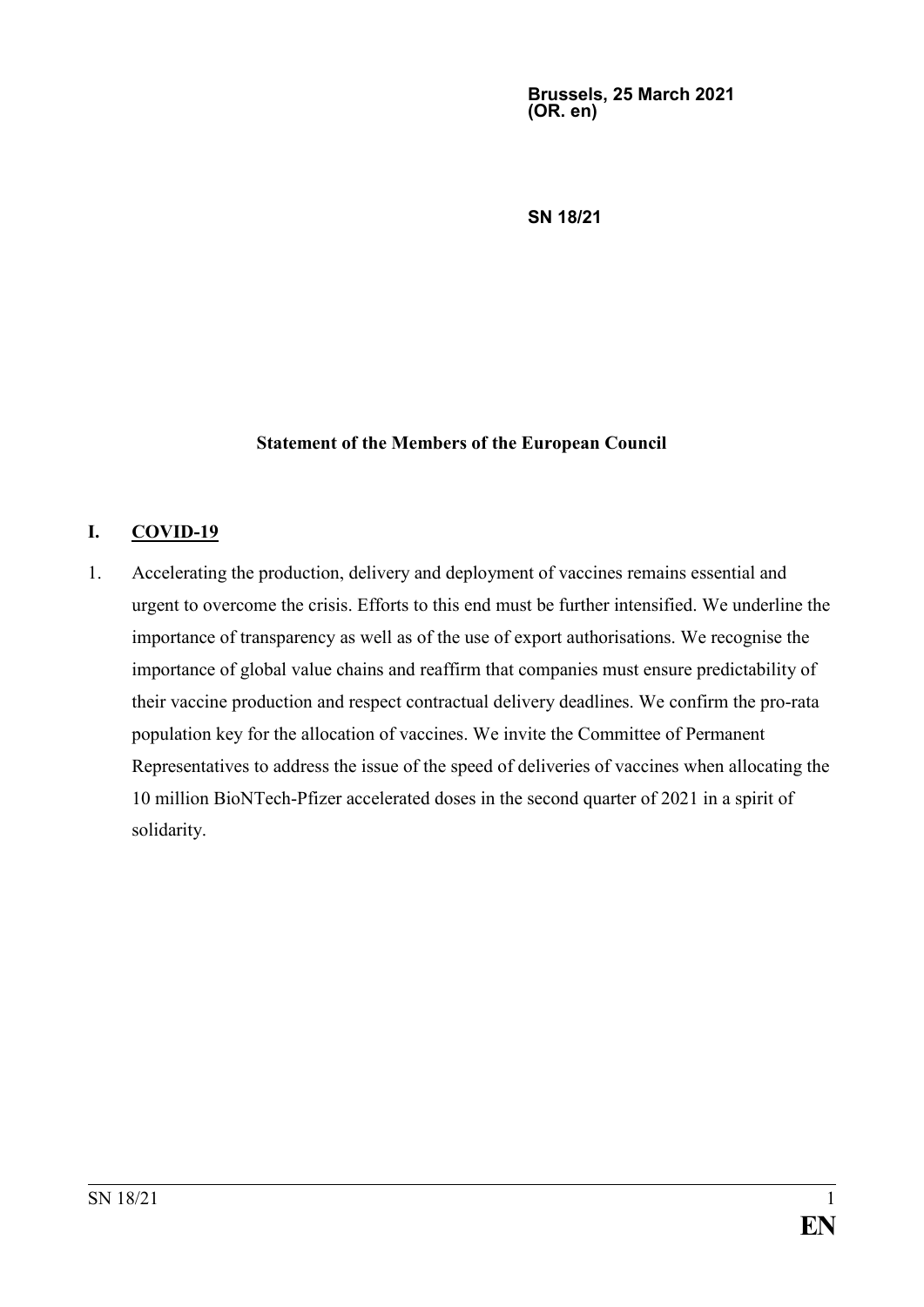**Brussels, 25 March 2021**
**(OR. en)**

**SN 18/21**

## Statement of the Members of the European Council

### I. COVID-19

1. Accelerating the production, delivery and deployment of vaccines remains essential and urgent to overcome the crisis. Efforts to this end must be further intensified. We underline the importance of transparency as well as of the use of export authorisations. We recognise the importance of global value chains and reaffirm that companies must ensure predictability of their vaccine production and respect contractual delivery deadlines. We confirm the pro-rata population key for the allocation of vaccines. We invite the Committee of Permanent Representatives to address the issue of the speed of deliveries of vaccines when allocating the 10 million BioNTech-Pfizer accelerated doses in the second quarter of 2021 in a spirit of solidarity.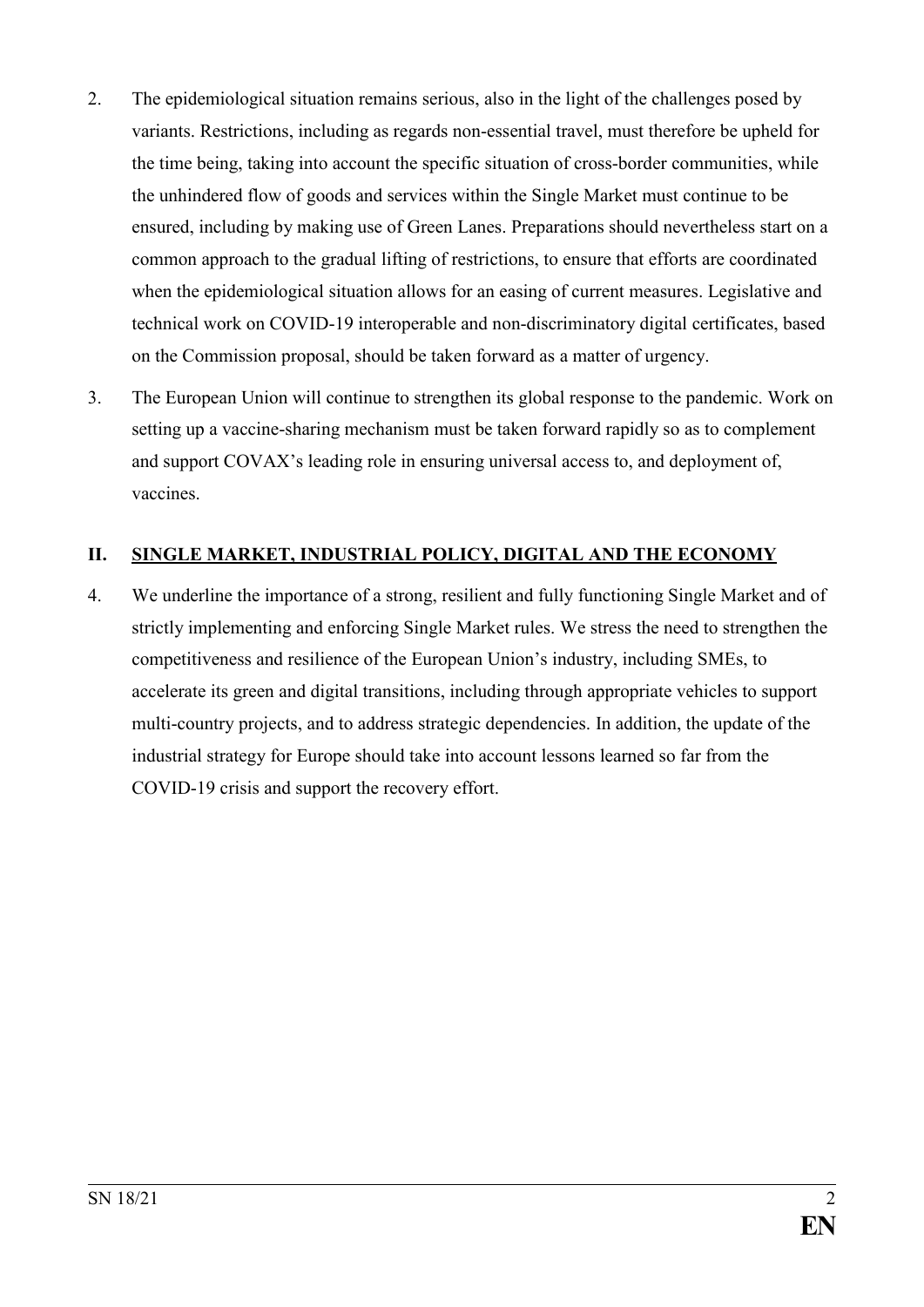2. The epidemiological situation remains serious, also in the light of the challenges posed by variants. Restrictions, including as regards non-essential travel, must therefore be upheld for the time being, taking into account the specific situation of cross-border communities, while the unhindered flow of goods and services within the Single Market must continue to be ensured, including by making use of Green Lanes. Preparations should nevertheless start on a common approach to the gradual lifting of restrictions, to ensure that efforts are coordinated when the epidemiological situation allows for an easing of current measures. Legislative and technical work on COVID-19 interoperable and non-discriminatory digital certificates, based on the Commission proposal, should be taken forward as a matter of urgency.

3. The European Union will continue to strengthen its global response to the pandemic. Work on setting up a vaccine-sharing mechanism must be taken forward rapidly so as to complement and support COVAX's leading role in ensuring universal access to, and deployment of, vaccines.

## II. SINGLE MARKET, INDUSTRIAL POLICY, DIGITAL AND THE ECONOMY

4. We underline the importance of a strong, resilient and fully functioning Single Market and of strictly implementing and enforcing Single Market rules. We stress the need to strengthen the competitiveness and resilience of the European Union's industry, including SMEs, to accelerate its green and digital transitions, including through appropriate vehicles to support multi-country projects, and to address strategic dependencies. In addition, the update of the industrial strategy for Europe should take into account lessons learned so far from the COVID-19 crisis and support the recovery effort.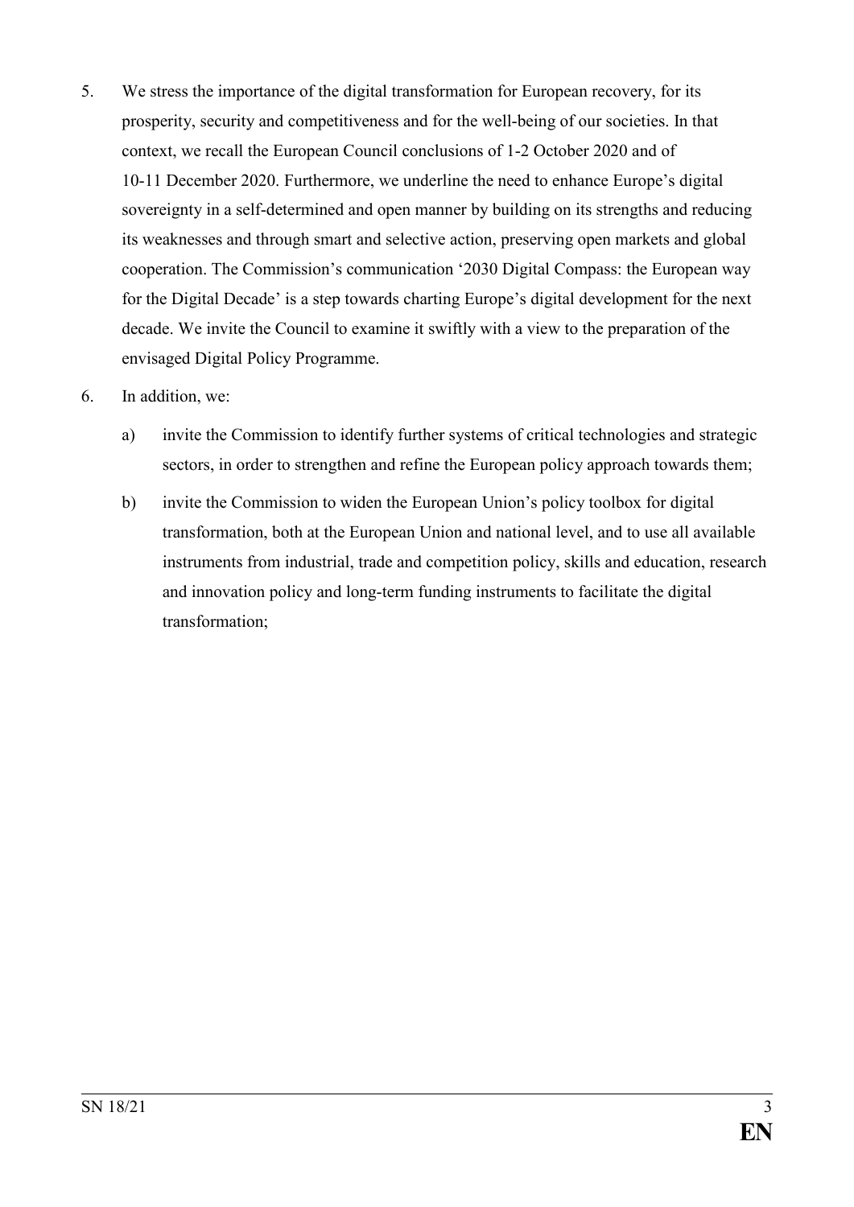5. We stress the importance of the digital transformation for European recovery, for its prosperity, security and competitiveness and for the well-being of our societies. In that context, we recall the European Council conclusions of 1-2 October 2020 and of 10-11 December 2020. Furthermore, we underline the need to enhance Europe's digital sovereignty in a self-determined and open manner by building on its strengths and reducing its weaknesses and through smart and selective action, preserving open markets and global cooperation. The Commission's communication '2030 Digital Compass: the European way for the Digital Decade' is a step towards charting Europe's digital development for the next decade. We invite the Council to examine it swiftly with a view to the preparation of the envisaged Digital Policy Programme.

6. In addition, we:

   a) invite the Commission to identify further systems of critical technologies and strategic sectors, in order to strengthen and refine the European policy approach towards them;

   b) invite the Commission to widen the European Union's policy toolbox for digital transformation, both at the European Union and national level, and to use all available instruments from industrial, trade and competition policy, skills and education, research and innovation policy and long-term funding instruments to facilitate the digital transformation;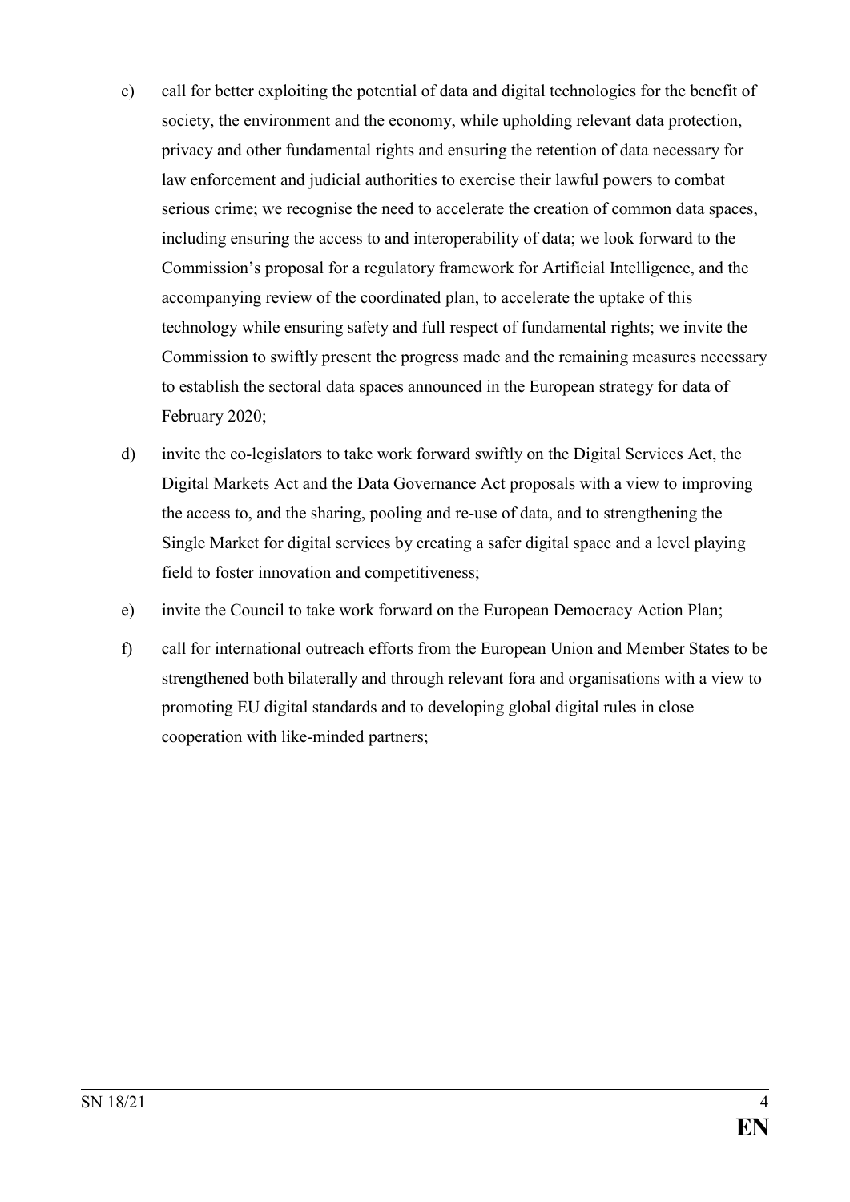c) call for better exploiting the potential of data and digital technologies for the benefit of society, the environment and the economy, while upholding relevant data protection, privacy and other fundamental rights and ensuring the retention of data necessary for law enforcement and judicial authorities to exercise their lawful powers to combat serious crime; we recognise the need to accelerate the creation of common data spaces, including ensuring the access to and interoperability of data; we look forward to the Commission's proposal for a regulatory framework for Artificial Intelligence, and the accompanying review of the coordinated plan, to accelerate the uptake of this technology while ensuring safety and full respect of fundamental rights; we invite the Commission to swiftly present the progress made and the remaining measures necessary to establish the sectoral data spaces announced in the European strategy for data of February 2020;

d) invite the co-legislators to take work forward swiftly on the Digital Services Act, the Digital Markets Act and the Data Governance Act proposals with a view to improving the access to, and the sharing, pooling and re-use of data, and to strengthening the Single Market for digital services by creating a safer digital space and a level playing field to foster innovation and competitiveness;

e) invite the Council to take work forward on the European Democracy Action Plan;

f) call for international outreach efforts from the European Union and Member States to be strengthened both bilaterally and through relevant fora and organisations with a view to promoting EU digital standards and to developing global digital rules in close cooperation with like-minded partners;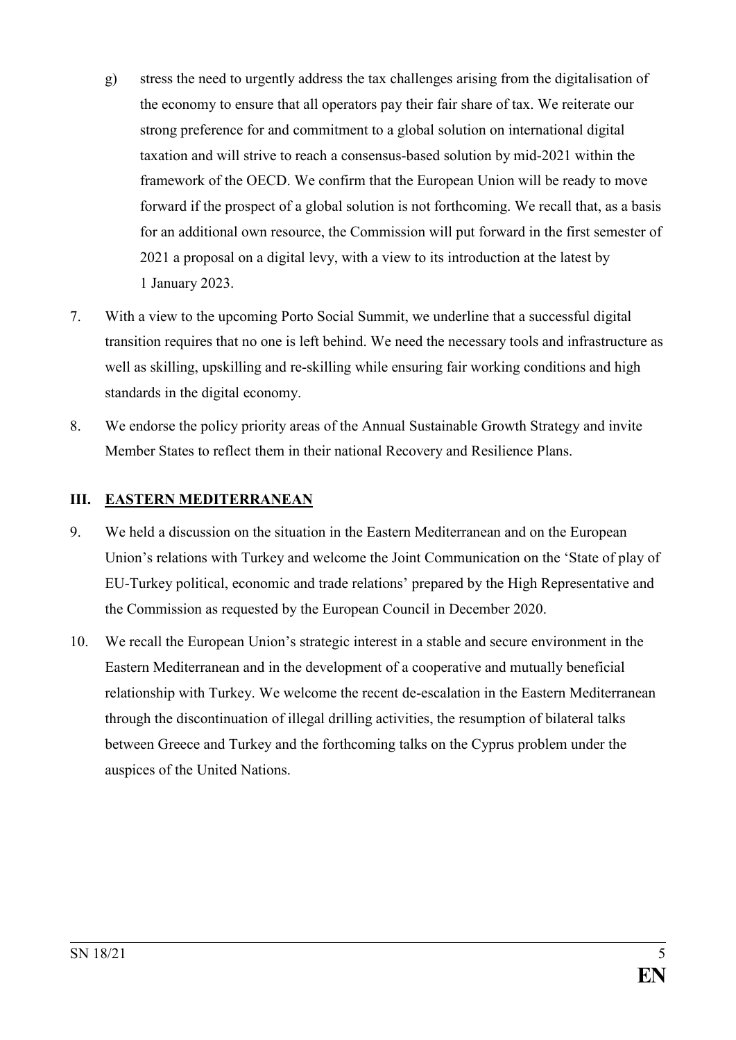g) stress the need to urgently address the tax challenges arising from the digitalisation of the economy to ensure that all operators pay their fair share of tax. We reiterate our strong preference for and commitment to a global solution on international digital taxation and will strive to reach a consensus-based solution by mid-2021 within the framework of the OECD. We confirm that the European Union will be ready to move forward if the prospect of a global solution is not forthcoming. We recall that, as a basis for an additional own resource, the Commission will put forward in the first semester of 2021 a proposal on a digital levy, with a view to its introduction at the latest by 1 January 2023.

7. With a view to the upcoming Porto Social Summit, we underline that a successful digital transition requires that no one is left behind. We need the necessary tools and infrastructure as well as skilling, upskilling and re-skilling while ensuring fair working conditions and high standards in the digital economy.

8. We endorse the policy priority areas of the Annual Sustainable Growth Strategy and invite Member States to reflect them in their national Recovery and Resilience Plans.

## III. EASTERN MEDITERRANEAN

9. We held a discussion on the situation in the Eastern Mediterranean and on the European Union's relations with Turkey and welcome the Joint Communication on the 'State of play of EU-Turkey political, economic and trade relations' prepared by the High Representative and the Commission as requested by the European Council in December 2020.

10. We recall the European Union's strategic interest in a stable and secure environment in the Eastern Mediterranean and in the development of a cooperative and mutually beneficial relationship with Turkey. We welcome the recent de-escalation in the Eastern Mediterranean through the discontinuation of illegal drilling activities, the resumption of bilateral talks between Greece and Turkey and the forthcoming talks on the Cyprus problem under the auspices of the United Nations.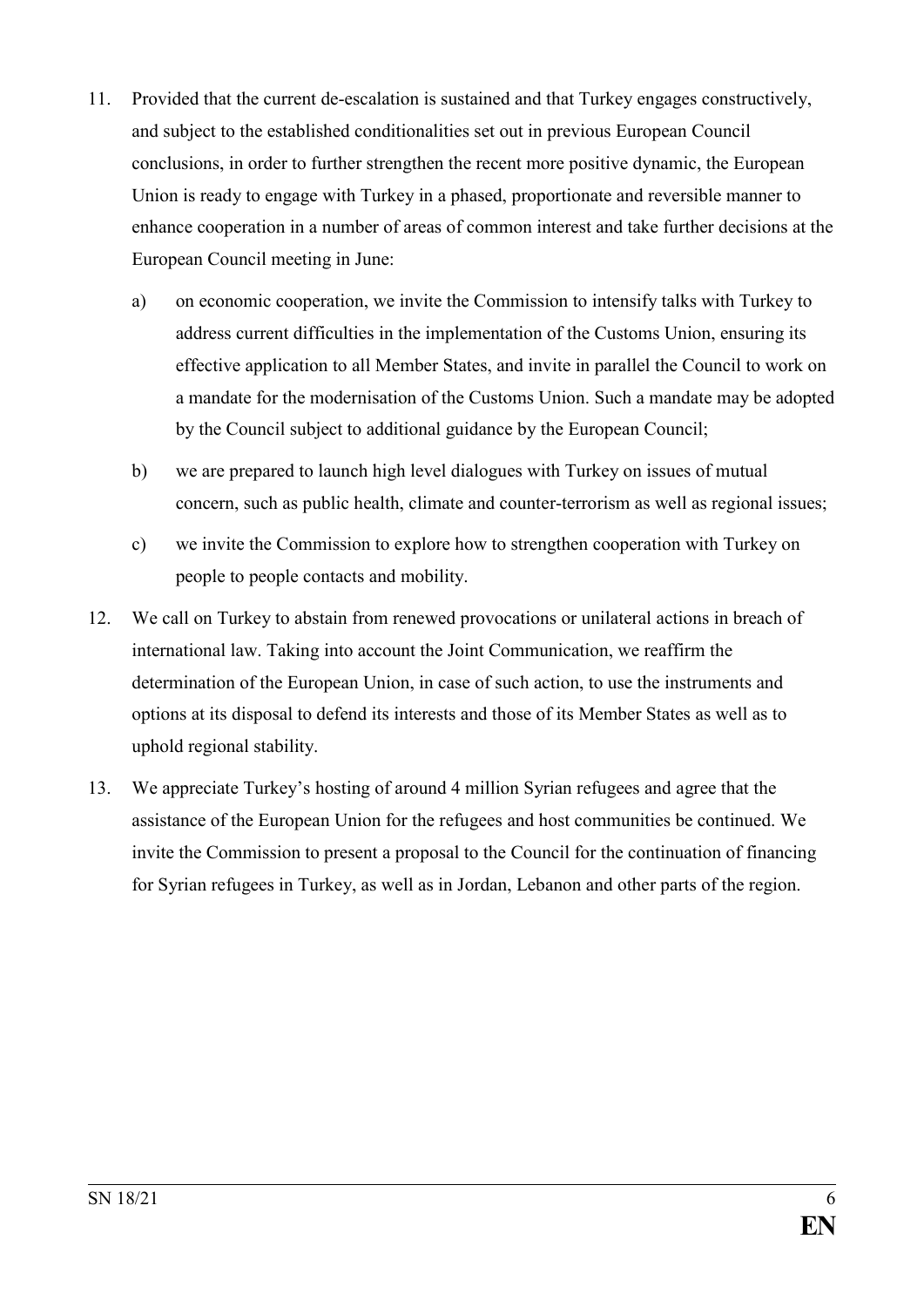11. Provided that the current de-escalation is sustained and that Turkey engages constructively, and subject to the established conditionalities set out in previous European Council conclusions, in order to further strengthen the recent more positive dynamic, the European Union is ready to engage with Turkey in a phased, proportionate and reversible manner to enhance cooperation in a number of areas of common interest and take further decisions at the European Council meeting in June:

    a) on economic cooperation, we invite the Commission to intensify talks with Turkey to address current difficulties in the implementation of the Customs Union, ensuring its effective application to all Member States, and invite in parallel the Council to work on a mandate for the modernisation of the Customs Union. Such a mandate may be adopted by the Council subject to additional guidance by the European Council;

    b) we are prepared to launch high level dialogues with Turkey on issues of mutual concern, such as public health, climate and counter-terrorism as well as regional issues;

    c) we invite the Commission to explore how to strengthen cooperation with Turkey on people to people contacts and mobility.

12. We call on Turkey to abstain from renewed provocations or unilateral actions in breach of international law. Taking into account the Joint Communication, we reaffirm the determination of the European Union, in case of such action, to use the instruments and options at its disposal to defend its interests and those of its Member States as well as to uphold regional stability.

13. We appreciate Turkey's hosting of around 4 million Syrian refugees and agree that the assistance of the European Union for the refugees and host communities be continued. We invite the Commission to present a proposal to the Council for the continuation of financing for Syrian refugees in Turkey, as well as in Jordan, Lebanon and other parts of the region.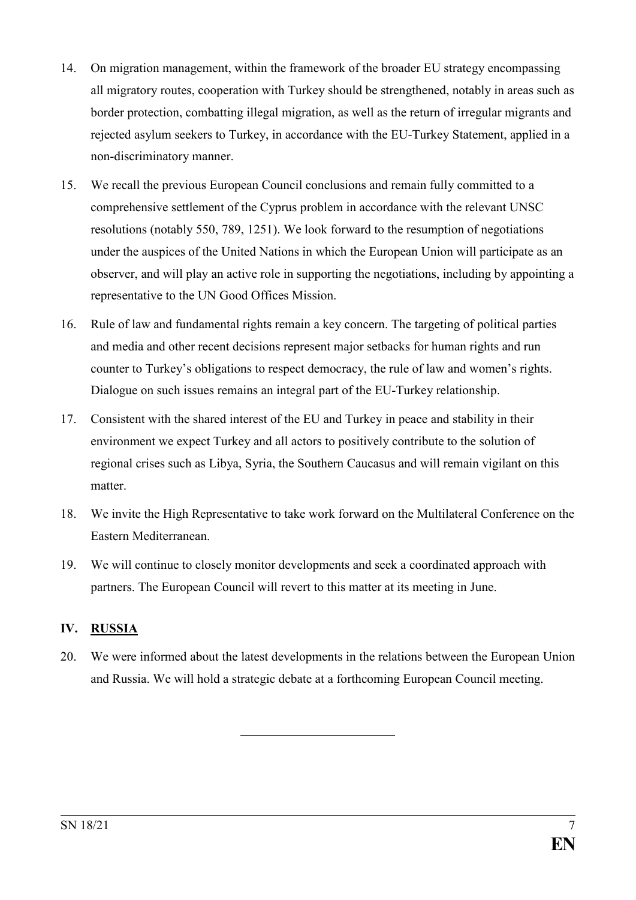14. On migration management, within the framework of the broader EU strategy encompassing all migratory routes, cooperation with Turkey should be strengthened, notably in areas such as border protection, combatting illegal migration, as well as the return of irregular migrants and rejected asylum seekers to Turkey, in accordance with the EU-Turkey Statement, applied in a non-discriminatory manner.

15. We recall the previous European Council conclusions and remain fully committed to a comprehensive settlement of the Cyprus problem in accordance with the relevant UNSC resolutions (notably 550, 789, 1251). We look forward to the resumption of negotiations under the auspices of the United Nations in which the European Union will participate as an observer, and will play an active role in supporting the negotiations, including by appointing a representative to the UN Good Offices Mission.

16. Rule of law and fundamental rights remain a key concern. The targeting of political parties and media and other recent decisions represent major setbacks for human rights and run counter to Turkey's obligations to respect democracy, the rule of law and women's rights. Dialogue on such issues remains an integral part of the EU-Turkey relationship.

17. Consistent with the shared interest of the EU and Turkey in peace and stability in their environment we expect Turkey and all actors to positively contribute to the solution of regional crises such as Libya, Syria, the Southern Caucasus and will remain vigilant on this matter.

18. We invite the High Representative to take work forward on the Multilateral Conference on the Eastern Mediterranean.

19. We will continue to closely monitor developments and seek a coordinated approach with partners. The European Council will revert to this matter at its meeting in June.

## IV. RUSSIA

20. We were informed about the latest developments in the relations between the European Union and Russia. We will hold a strategic debate at a forthcoming European Council meeting.